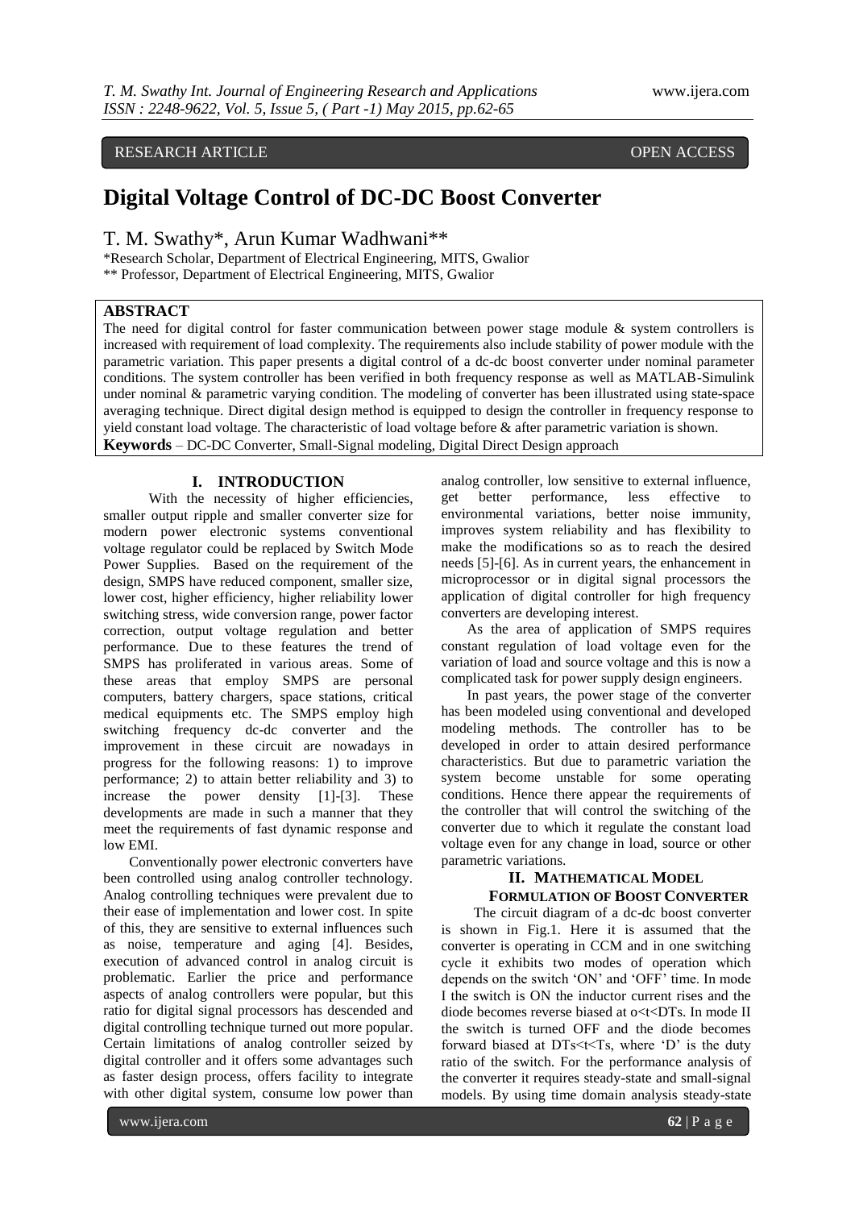RESEARCH ARTICLE OPEN ACCESS

# Digital Voltage Control of DC-DC Boost Converter

T. M. Swathy*, Arun Kumar Wadhwani**

*Research Scholar, Department of Electrical Engineering, MITS, Gwalior
** Professor, Department of Electrical Engineering, MITS, Gwalior

## ABSTRACT

The need for digital control for faster communication between power stage module & system controllers is increased with requirement of load complexity. The requirements also include stability of power module with the parametric variation. This paper presents a digital control of a dc-dc boost converter under nominal parameter conditions. The system controller has been verified in both frequency response as well as MATLAB-Simulink under nominal & parametric varying condition. The modeling of converter has been illustrated using state-space averaging technique. Direct digital design method is equipped to design the controller in frequency response to yield constant load voltage. The characteristic of load voltage before & after parametric variation is shown.

**Keywords** – DC-DC Converter, Small-Signal modeling, Digital Direct Design approach

## I. INTRODUCTION

With the necessity of higher efficiencies, smaller output ripple and smaller converter size for modern power electronic systems conventional voltage regulator could be replaced by Switch Mode Power Supplies. Based on the requirement of the design, SMPS have reduced component, smaller size, lower cost, higher efficiency, higher reliability lower switching stress, wide conversion range, power factor correction, output voltage regulation and better performance. Due to these features the trend of SMPS has proliferated in various areas. Some of these areas that employ SMPS are personal computers, battery chargers, space stations, critical medical equipments etc. The SMPS employ high switching frequency dc-dc converter and the improvement in these circuit are nowadays in progress for the following reasons: 1) to improve performance; 2) to attain better reliability and 3) to increase the power density [1]-[3]. These developments are made in such a manner that they meet the requirements of fast dynamic response and low EMI.

Conventionally power electronic converters have been controlled using analog controller technology. Analog controlling techniques were prevalent due to their ease of implementation and lower cost. In spite of this, they are sensitive to external influences such as noise, temperature and aging [4]. Besides, execution of advanced control in analog circuit is problematic. Earlier the price and performance aspects of analog controllers were popular, but this ratio for digital signal processors has descended and digital controlling technique turned out more popular. Certain limitations of analog controller seized by digital controller and it offers some advantages such as faster design process, offers facility to integrate with other digital system, consume low power than analog controller, low sensitive to external influence, get better performance, less effective to environmental variations, better noise immunity, improves system reliability and has flexibility to make the modifications so as to reach the desired needs [5]-[6]. As in current years, the enhancement in microprocessor or in digital signal processors the application of digital controller for high frequency converters are developing interest.

As the area of application of SMPS requires constant regulation of load voltage even for the variation of load and source voltage and this is now a complicated task for power supply design engineers.

In past years, the power stage of the converter has been modeled using conventional and developed modeling methods. The controller has to be developed in order to attain desired performance characteristics. But due to parametric variation the system become unstable for some operating conditions. Hence there appear the requirements of the controller that will control the switching of the converter due to which it regulate the constant load voltage even for any change in load, source or other parametric variations.

## II. MATHEMATICAL MODEL FORMULATION OF BOOST CONVERTER

The circuit diagram of a dc-dc boost converter is shown in Fig.1. Here it is assumed that the converter is operating in CCM and in one switching cycle it exhibits two modes of operation which depends on the switch 'ON' and 'OFF' time. In mode I the switch is ON the inductor current rises and the diode becomes reverse biased at $o<t<DTs$. In mode II the switch is turned OFF and the diode becomes forward biased at $DTs<t<Ts$, where 'D' is the duty ratio of the switch. For the performance analysis of the converter it requires steady-state and small-signal models. By using time domain analysis steady-state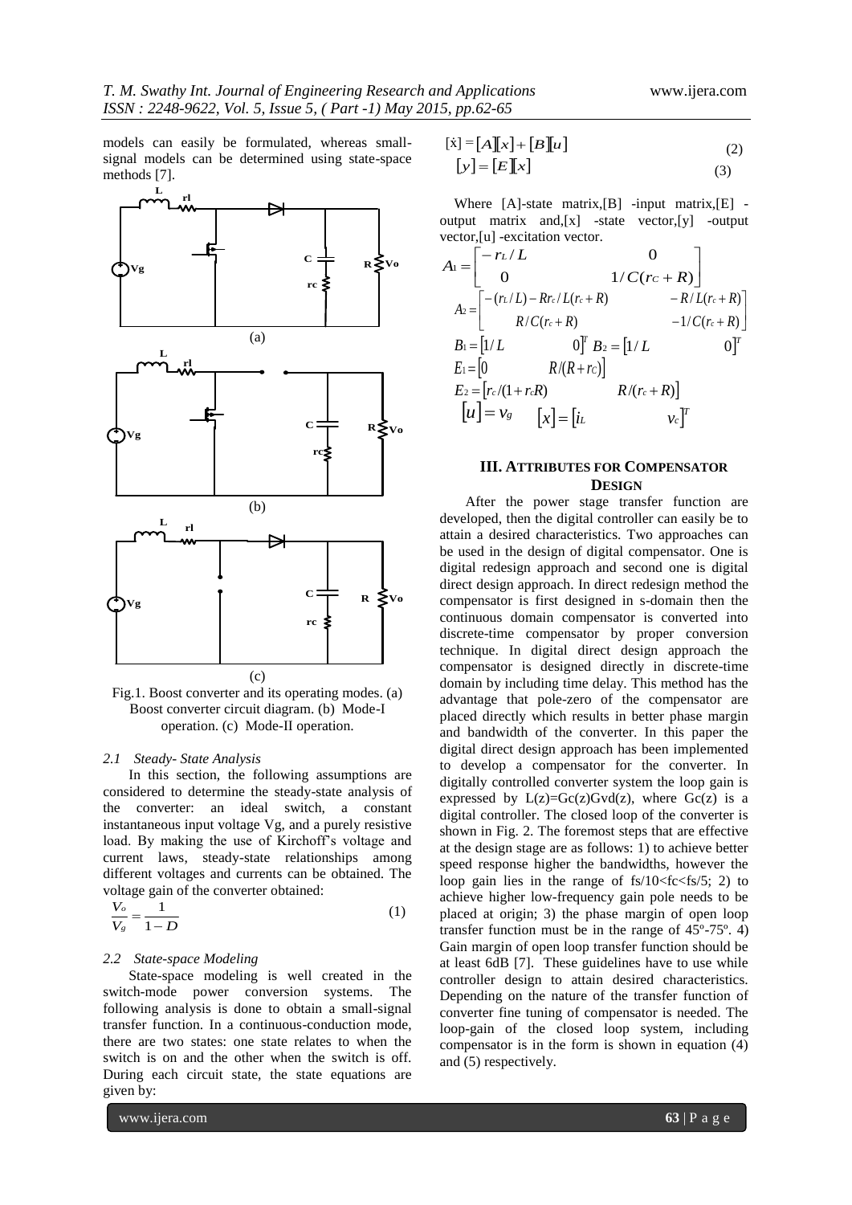models can easily be formulated, whereas small-signal models can be determined using state-space methods [7].

Fig.1. Boost converter and its operating modes. (a) Boost converter circuit diagram. (b) Mode-I operation. (c) Mode-II operation.

*2.1 Steady- State Analysis*

In this section, the following assumptions are considered to determine the steady-state analysis of the converter: an ideal switch, a constant instantaneous input voltage Vg, and a purely resistive load. By making the use of Kirchoff's voltage and current laws, steady-state relationships among different voltages and currents can be obtained. The voltage gain of the converter obtained:

$$\frac{V_o}{V_g} = \frac{1}{1-D} \tag{1}$$

*2.2 State-space Modeling*

State-space modeling is well created in the switch-mode power conversion systems. The following analysis is done to obtain a small-signal transfer function. In a continuous-conduction mode, there are two states: one state relates to when the switch is on and the other when the switch is off. During each circuit state, the state equations are given by:

$$[\dot{x}] = [A][x] + [B][u] \tag{2}$$

$$[y] = [E][x] \tag{3}$$

Where [A]-state matrix,[B] -input matrix,[E] -output matrix and,[x] -state vector,[y] -output vector,[u] -excitation vector.

$$A_1 = \begin{bmatrix} -r_L/L & 0 \\ 0 & 1/C(r_C+R) \end{bmatrix}$$

$$A_2 = \begin{bmatrix} -(r_L/L) - Rr_c/L(r_c+R) & -R/L(r_c+R) \\ R/C(r_c+R) & -1/C(r_c+R) \end{bmatrix}$$

$$B_1 = \begin{bmatrix} 1/L & 0 \end{bmatrix}^T \quad B_2 = \begin{bmatrix} 1/L & 0 \end{bmatrix}^T$$

$$E_1 = \begin{bmatrix} 0 & R/(R+r_C) \end{bmatrix}$$

$$E_2 = \begin{bmatrix} r_c/(1+r_cR) & R/(r_c+R) \end{bmatrix}$$

$$[u] = v_g \quad [x] = \begin{bmatrix} i_L & v_c \end{bmatrix}^T$$

## III. ATTRIBUTES FOR COMPENSATOR DESIGN

After the power stage transfer function are developed, then the digital controller can easily be to attain a desired characteristics. Two approaches can be used in the design of digital compensator. One is digital redesign approach and second one is digital direct design approach. In direct redesign method the compensator is first designed in s-domain then the continuous domain compensator is converted into discrete-time compensator by proper conversion technique. In digital direct design approach the compensator is designed directly in discrete-time domain by including time delay. This method has the advantage that pole-zero of the compensator are placed directly which results in better phase margin and bandwidth of the converter. In this paper the digital direct design approach has been implemented to develop a compensator for the converter. In digitally controlled converter system the loop gain is expressed by L(z)=Gc(z)Gvd(z), where Gc(z) is a digital controller. The closed loop of the converter is shown in Fig. 2. The foremost steps that are effective at the design stage are as follows: 1) to achieve better speed response higher the bandwidths, however the loop gain lies in the range of fs/10<fc<fs/5; 2) to achieve higher low-frequency gain pole needs to be placed at origin; 3) the phase margin of open loop transfer function must be in the range of 45º-75º. 4) Gain margin of open loop transfer function should be at least 6dB [7]. These guidelines have to use while controller design to attain desired characteristics. Depending on the nature of the transfer function of converter fine tuning of compensator is needed. The loop-gain of the closed loop system, including compensator is in the form is shown in equation (4) and (5) respectively.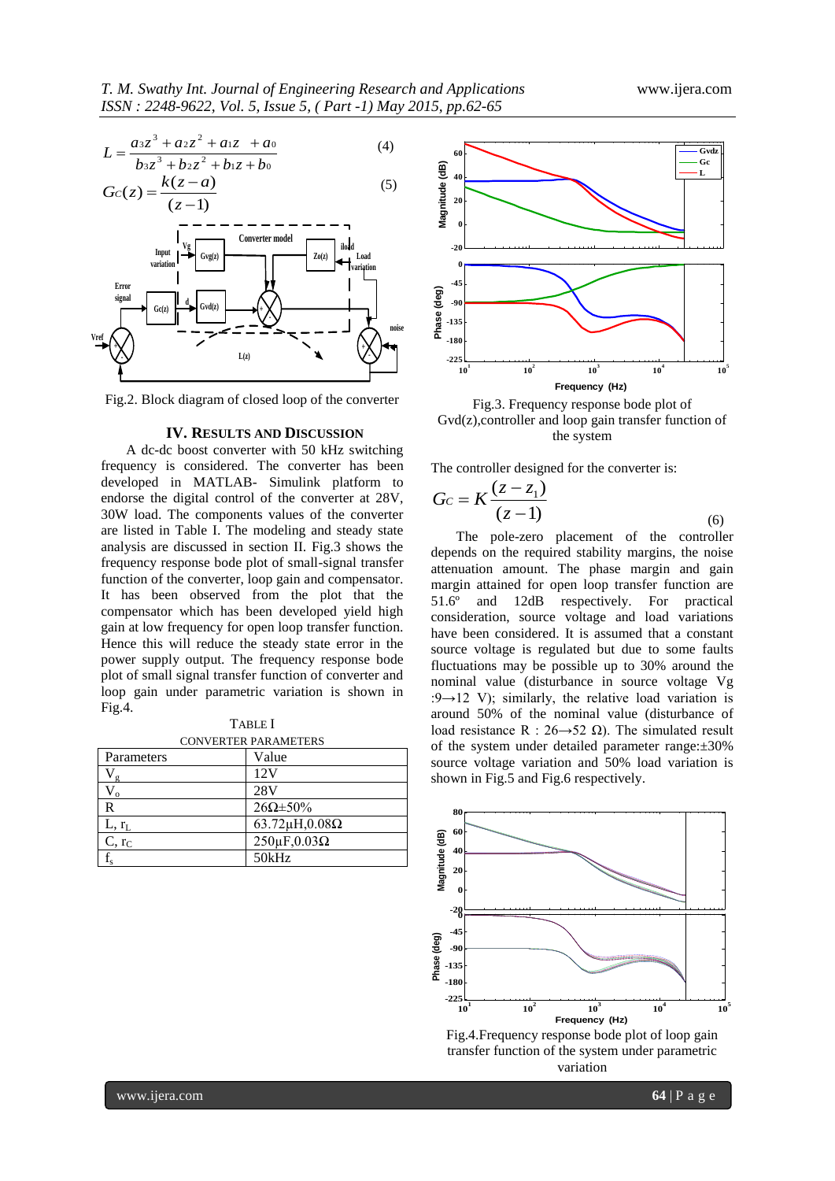$$L = \frac{a_3 z^3 + a_2 z^2 + a_1 z + a_0}{b_3 z^3 + b_2 z^2 + b_1 z + b_0} \quad (4)$$

$$G_C(z) = \frac{k(z-a)}{(z-1)} \quad (5)$$

Fig.2. Block diagram of closed loop of the converter

## IV. RESULTS AND DISCUSSION

A dc-dc boost converter with 50 kHz switching frequency is considered. The converter has been developed in MATLAB- Simulink platform to endorse the digital control of the converter at 28V, 30W load. The components values of the converter are listed in Table I. The modeling and steady state analysis are discussed in section II. Fig.3 shows the frequency response bode plot of small-signal transfer function of the converter, loop gain and compensator. It has been observed from the plot that the compensator which has been developed yield high gain at low frequency for open loop transfer function. Hence this will reduce the steady state error in the power supply output. The frequency response bode plot of small signal transfer function of converter and loop gain under parametric variation is shown in Fig.4.

TABLE I
CONVERTER PARAMETERS

| Parameters | Value |
| --- | --- |
| $V_g$ | 12V |
| $V_o$ | 28V |
| R | 26Ω±50% |
| L, $r_L$ | 63.72μH,0.08Ω |
| C, $r_C$ | 250μF,0.03Ω |
| $f_s$ | 50kHz |

Fig.3. Frequency response bode plot of Gvd(z),controller and loop gain transfer function of the system

The controller designed for the converter is:

$$G_C = K\frac{(z-z_1)}{(z-1)} \quad (6)$$

The pole-zero placement of the controller depends on the required stability margins, the noise attenuation amount. The phase margin and gain margin attained for open loop transfer function are 51.6º and 12dB respectively. For practical consideration, source voltage and load variations have been considered. It is assumed that a constant source voltage is regulated but due to some faults fluctuations may be possible up to 30% around the nominal value (disturbance in source voltage Vg :9→12 V); similarly, the relative load variation is around 50% of the nominal value (disturbance of load resistance R : 26→52 Ω). The simulated result of the system under detailed parameter range:±30% source voltage variation and 50% load variation is shown in Fig.5 and Fig.6 respectively.

Fig.4.Frequency response bode plot of loop gain transfer function of the system under parametric variation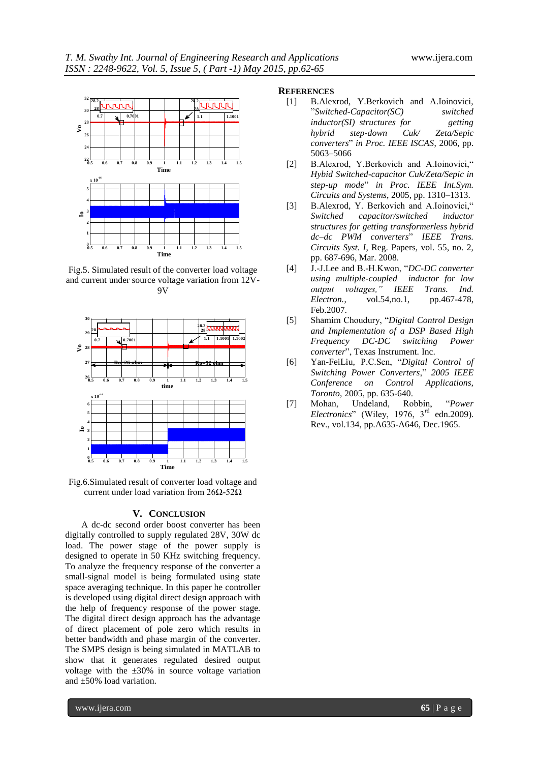28.2
28
0.7
0.7001
28.2
28
1.1
1.1001
Vo
32
30
28
26
24
22
0.5 0.6 0.7 0.8 0.9 1 1.1 1.2 1.3 1.4 1.5
Time

x 10
Io
5
4
3
2
1
0
0.5 0.6 0.7 0.8 0.9 1 1.1 1.2 1.3 1.4 1.5
Time

Fig.5. Simulated result of the converter load voltage and current under source voltage variation from 12V-9V

28
0.7
0.7001
28.2
28
1.1
1.1001
1.1002
Vo
30
29
28
27
26
Ro=26 ohm
Ro=52 ohm
0.5 0.6 0.7 0.8 0.9 1 1.1 1.2 1.3 1.4 1.5
time

x 10
Io
6
5
4
3
2
1
0
0.5 0.6 0.7 0.8 0.9 1 1.1 1.2 1.3 1.4 1.5
Time

Fig.6.Simulated result of converter load voltage and current under load variation from 26Ω-52Ω

## V. Conclusion

A dc-dc second order boost converter has been digitally controlled to supply regulated 28V, 30W dc load. The power supply is designed to operate in 50 KHz switching frequency. To analyze the frequency response of the converter a small-signal model is being formulated using state space averaging technique. In this paper he controller is developed using digital direct design approach with the help of frequency response of the power stage. The digital direct design approach has the advantage of direct placement of pole zero which results in better bandwidth and phase margin of the converter. The SMPS design is being simulated in MATLAB to show that it generates regulated desired output voltage with the ±30% in source voltage variation and ±50% load variation.

## References

[1] B.Alexrod, Y.Berkovich and A.Ioinovici, "*Switched-Capacitor(SC) switched inductor(SI) structures for getting hybrid step-down Cuk/ Zeta/Sepic converters*" *in Proc. IEEE ISCAS*, 2006, pp. 5063–5066

[2] B.Alexrod, Y.Berkovich and A.Ioinovici," *Hybid Switched-capacitor Cuk/Zeta/Sepic in step-up mode*" *in Proc. IEEE Int.Sym. Circuits and Systems*, 2005, pp. 1310–1313.

[3] B.Alexrod, Y. Berkovich and A.Ioinovici," *Switched capacitor/switched inductor structures for getting transformerless hybrid dc–dc PWM converters*" *IEEE Trans. Circuits Syst. I*, Reg. Papers, vol. 55, no. 2, pp. 687-696, Mar. 2008.

[4] J.-J.Lee and B.-H.Kwon, "*DC-DC converter using multiple-coupled inductor for low output voltages," IEEE Trans. Ind. Electron.*, vol.54,no.1, pp.467-478, Feb.2007.

[5] Shamim Choudury, "*Digital Control Design and Implementation of a DSP Based High Frequency DC-DC switching Power converter*", Texas Instrument. Inc.

[6] Yan-FeiLiu, P.C.Sen, "*Digital Control of Switching Power Converters*," *2005 IEEE Conference on Control Applications, Toronto*, 2005, pp. 635-640.

[7] Mohan, Undeland, Robbin, "*Power Electronics*" (Wiley, 1976, 3rd edn.2009). Rev., vol.134, pp.A635-A646, Dec.1965.